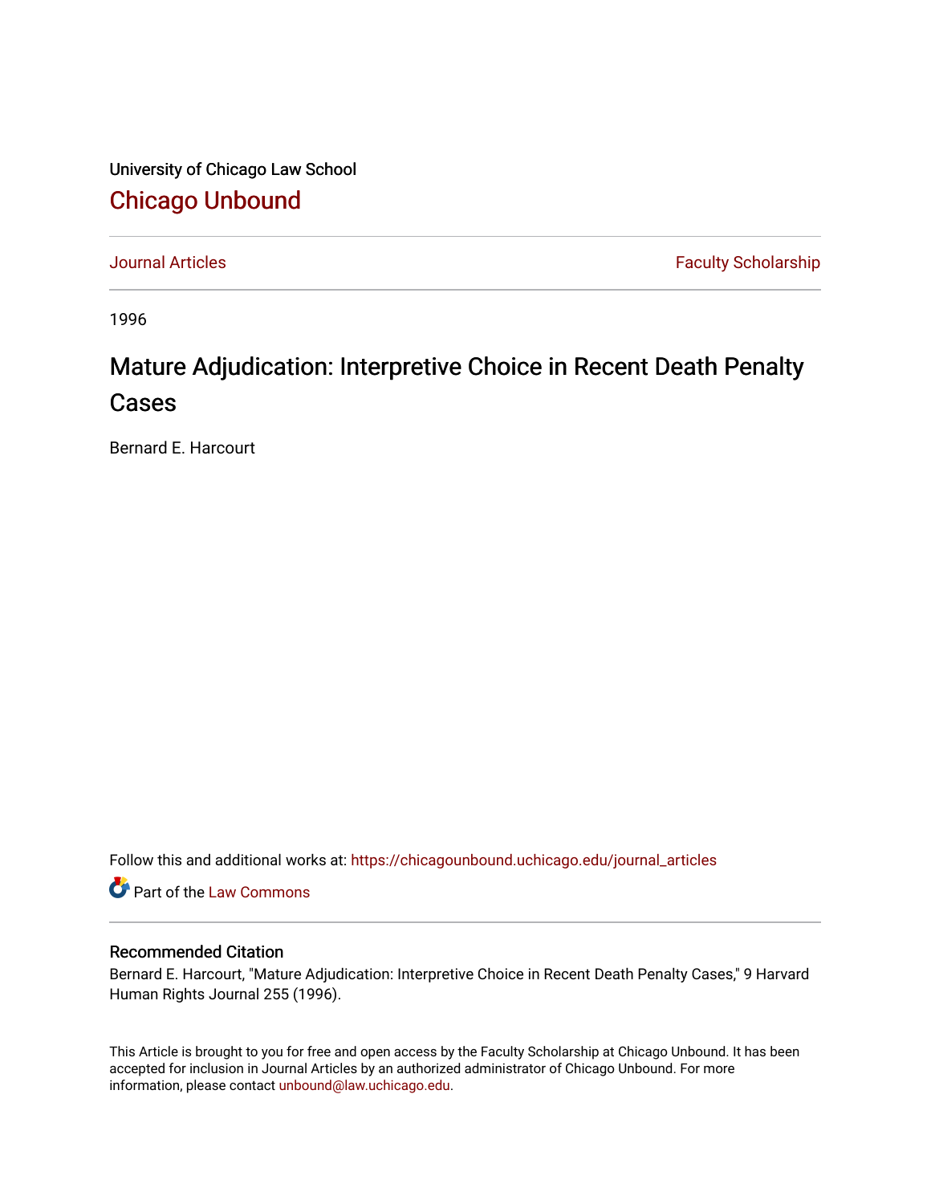University of Chicago Law School

# Chicago Unbound

Journal Articles | Faculty Scholarship

1996

## Mature Adjudication: Interpretive Choice in Recent Death Penalty Cases

Bernard E. Harcourt

Follow this and additional works at: https://chicagounbound.uchicago.edu/journal_articles

Part of the Law Commons

### Recommended Citation

Bernard E. Harcourt, "Mature Adjudication: Interpretive Choice in Recent Death Penalty Cases," 9 Harvard Human Rights Journal 255 (1996).

This Article is brought to you for free and open access by the Faculty Scholarship at Chicago Unbound. It has been accepted for inclusion in Journal Articles by an authorized administrator of Chicago Unbound. For more information, please contact unbound@law.uchicago.edu.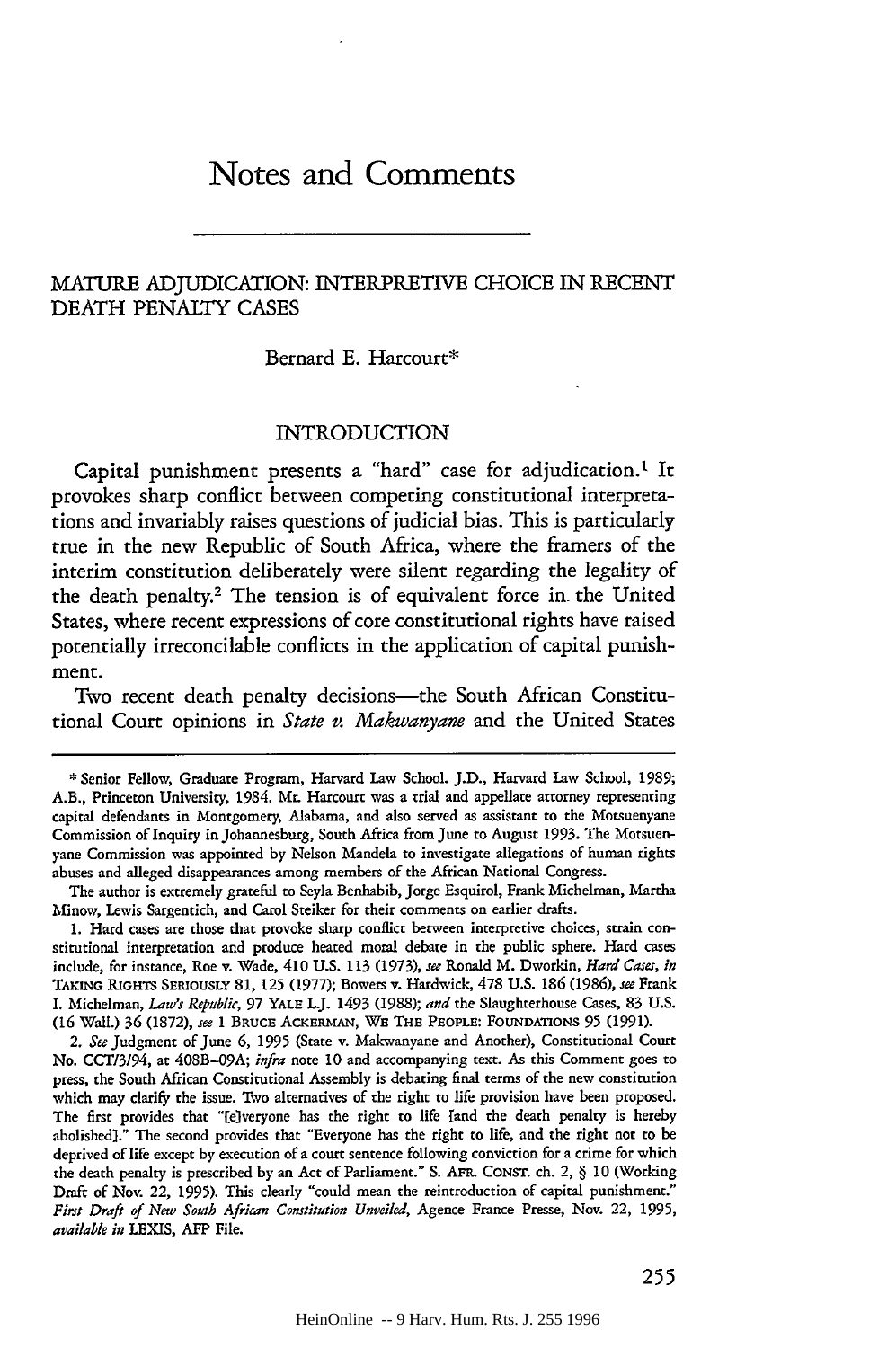# Notes and Comments

## MATURE ADJUDICATION: INTERPRETIVE CHOICE IN RECENT DEATH PENALTY CASES

Bernard E. Harcourt*

### INTRODUCTION

Capital punishment presents a "hard" case for adjudication.[1] It provokes sharp conflict between competing constitutional interpretations and invariably raises questions of judicial bias. This is particularly true in the new Republic of South Africa, where the framers of the interim constitution deliberately were silent regarding the legality of the death penalty.[2] The tension is of equivalent force in the United States, where recent expressions of core constitutional rights have raised potentially irreconcilable conflicts in the application of capital punishment.

Two recent death penalty decisions—the South African Constitutional Court opinions in *State v. Makwanyane* and the United States

---

\* Senior Fellow, Graduate Program, Harvard Law School. J.D., Harvard Law School, 1989; A.B., Princeton University, 1984. Mr. Harcourt was a trial and appellate attorney representing capital defendants in Montgomery, Alabama, and also served as assistant to the Motsuenyane Commission of Inquiry in Johannesburg, South Africa from June to August 1993. The Motsuenyane Commission was appointed by Nelson Mandela to investigate allegations of human rights abuses and alleged disappearances among members of the African National Congress.

The author is extremely grateful to Seyla Benhabib, Jorge Esquirol, Frank Michelman, Martha Minow, Lewis Sargentich, and Carol Steiker for their comments on earlier drafts.

1. Hard cases are those that provoke sharp conflict between interpretive choices, strain constitutional interpretation and produce heated moral debate in the public sphere. Hard cases include, for instance, Roe v. Wade, 410 U.S. 113 (1973), *see* Ronald M. Dworkin, *Hard Cases*, *in* TAKING RIGHTS SERIOUSLY 81, 125 (1977); Bowers v. Hardwick, 478 U.S. 186 (1986), *see* Frank I. Michelman, *Law's Republic*, 97 YALE L.J. 1493 (1988); *and* the Slaughterhouse Cases, 83 U.S. (16 Wall.) 36 (1872), *see* 1 BRUCE ACKERMAN, WE THE PEOPLE: FOUNDATIONS 95 (1991).

2. *See* Judgment of June 6, 1995 (State v. Makwanyane and Another), Constitutional Court No. CCT/3/94, at 408B–09A; *infra* note 10 and accompanying text. As this Comment goes to press, the South African Constitutional Assembly is debating final terms of the new constitution which may clarify the issue. Two alternatives of the right to life provision have been proposed. The first provides that "[e]veryone has the right to life [and the death penalty is hereby abolished]." The second provides that "Everyone has the right to life, and the right not to be deprived of life except by execution of a court sentence following conviction for a crime for which the death penalty is prescribed by an Act of Parliament." S. AFR. CONST. ch. 2, § 10 (Working Draft of Nov. 22, 1995). This clearly "could mean the reintroduction of capital punishment." *First Draft of New South African Constitution Unveiled*, Agence France Presse, Nov. 22, 1995, *available in* LEXIS, AFP File.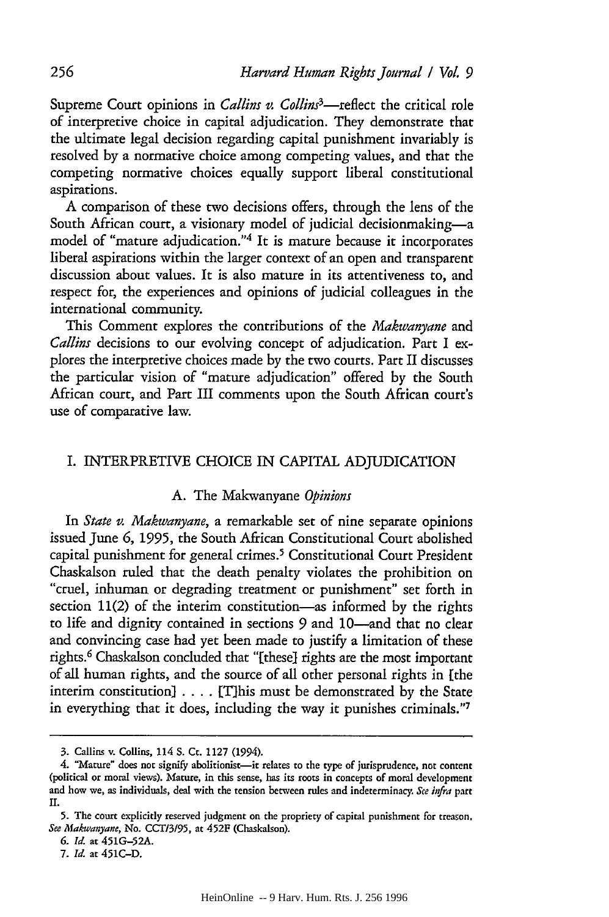Supreme Court opinions in *Callins v. Collins*[3]—reflect the critical role of interpretive choice in capital adjudication. They demonstrate that the ultimate legal decision regarding capital punishment invariably is resolved by a normative choice among competing values, and that the competing normative choices equally support liberal constitutional aspirations.

A comparison of these two decisions offers, through the lens of the South African court, a visionary model of judicial decisionmaking—a model of "mature adjudication."[4] It is mature because it incorporates liberal aspirations within the larger context of an open and transparent discussion about values. It is also mature in its attentiveness to, and respect for, the experiences and opinions of judicial colleagues in the international community.

This Comment explores the contributions of the *Makwanyane* and *Callins* decisions to our evolving concept of adjudication. Part I explores the interpretive choices made by the two courts. Part II discusses the particular vision of "mature adjudication" offered by the South African court, and Part III comments upon the South African court's use of comparative law.

## I. INTERPRETIVE CHOICE IN CAPITAL ADJUDICATION

### A. The Makwanyane *Opinions*

In *State v. Makwanyane*, a remarkable set of nine separate opinions issued June 6, 1995, the South African Constitutional Court abolished capital punishment for general crimes.[5] Constitutional Court President Chaskalson ruled that the death penalty violates the prohibition on "cruel, inhuman or degrading treatment or punishment" set forth in section 11(2) of the interim constitution—as informed by the rights to life and dignity contained in sections 9 and 10—and that no clear and convincing case had yet been made to justify a limitation of these rights.[6] Chaskalson concluded that "[these] rights are the most important of all human rights, and the source of all other personal rights in [the interim constitution] . . . . [T]his must be demonstrated by the State in everything that it does, including the way it punishes criminals."[7]

---

3. Callins v. Collins, 114 S. Ct. 1127 (1994).

4. "Mature" does not signify abolitionist—it relates to the type of jurisprudence, not content (political or moral views). Mature, in this sense, has its roots in concepts of moral development and how we, as individuals, deal with the tension between rules and indeterminacy. *See infra* part II.

5. The court explicitly reserved judgment on the propriety of capital punishment for treason. *See Makwanyane*, No. CCT/3/95, at 452F (Chaskalson).

6. *Id.* at 451G–52A.

7. *Id.* at 451C–D.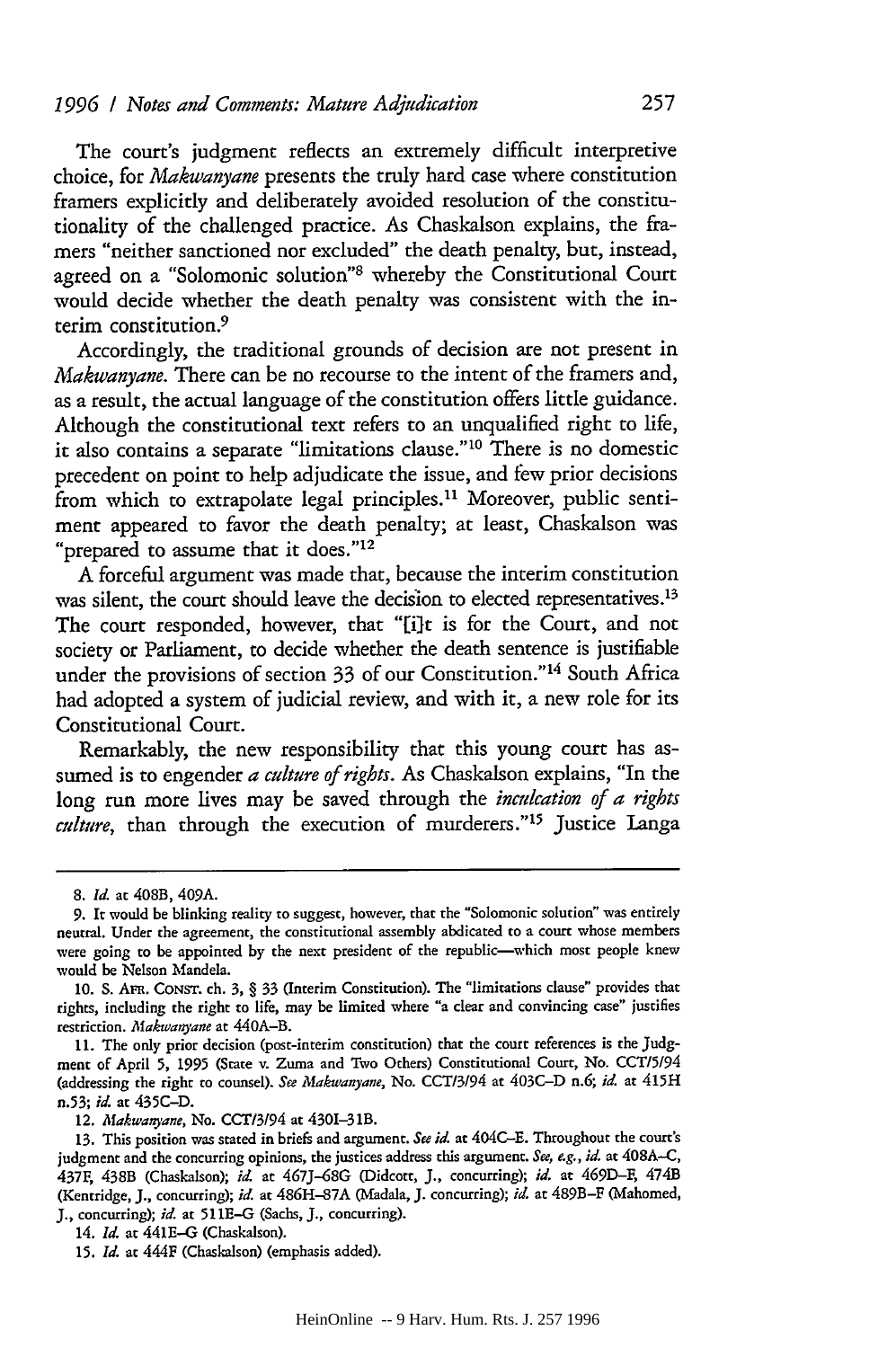The court's judgment reflects an extremely difficult interpretive choice, for *Makwanyane* presents the truly hard case where constitution framers explicitly and deliberately avoided resolution of the constitutionality of the challenged practice. As Chaskalson explains, the framers "neither sanctioned nor excluded" the death penalty, but, instead, agreed on a "Solomonic solution"[8] whereby the Constitutional Court would decide whether the death penalty was consistent with the interim constitution.[9]

Accordingly, the traditional grounds of decision are not present in *Makwanyane*. There can be no recourse to the intent of the framers and, as a result, the actual language of the constitution offers little guidance. Although the constitutional text refers to an unqualified right to life, it also contains a separate "limitations clause."[10] There is no domestic precedent on point to help adjudicate the issue, and few prior decisions from which to extrapolate legal principles.[11] Moreover, public sentiment appeared to favor the death penalty; at least, Chaskalson was "prepared to assume that it does."[12]

A forceful argument was made that, because the interim constitution was silent, the court should leave the decision to elected representatives.[13] The court responded, however, that "[i]t is for the Court, and not society or Parliament, to decide whether the death sentence is justifiable under the provisions of section 33 of our Constitution."[14] South Africa had adopted a system of judicial review, and with it, a new role for its Constitutional Court.

Remarkably, the new responsibility that this young court has assumed is to engender *a culture of rights*. As Chaskalson explains, "In the long run more lives may be saved through the *inculcation of a rights culture*, than through the execution of murderers."[15] Justice Langa

---

8. *Id.* at 408B, 409A.

9. It would be blinking reality to suggest, however, that the "Solomonic solution" was entirely neutral. Under the agreement, the constitutional assembly abdicated to a court whose members were going to be appointed by the next president of the republic—which most people knew would be Nelson Mandela.

10. S. AFR. CONST. ch. 3, § 33 (Interim Constitution). The "limitations clause" provides that rights, including the right to life, may be limited where "a clear and convincing case" justifies restriction. *Makwanyane* at 440A–B.

11. The only prior decision (post-interim constitution) that the court references is the Judgment of April 5, 1995 (State v. Zuma and Two Others) Constitutional Court, No. CCT/5/94 (addressing the right to counsel). *See Makwanyane*, No. CCT/3/94 at 403C–D n.6; *id.* at 415H n.53; *id.* at 435C–D.

12. *Makwanyane*, No. CCT/3/94 at 430I–31B.

13. This position was stated in briefs and argument. *See id.* at 404C–E. Throughout the court's judgment and the concurring opinions, the justices address this argument. *See, e.g.*, *id.* at 408A–C, 437F, 438B (Chaskalson); *id.* at 467J–68G (Didcott, J., concurring); *id.* at 469D–F, 474B (Kentridge, J., concurring); *id.* at 486H–87A (Madala, J. concurring); *id.* at 489B–F (Mahomed, J., concurring); *id.* at 511E–G (Sachs, J., concurring).

14. *Id.* at 441E–G (Chaskalson).

15. *Id.* at 444F (Chaskalson) (emphasis added).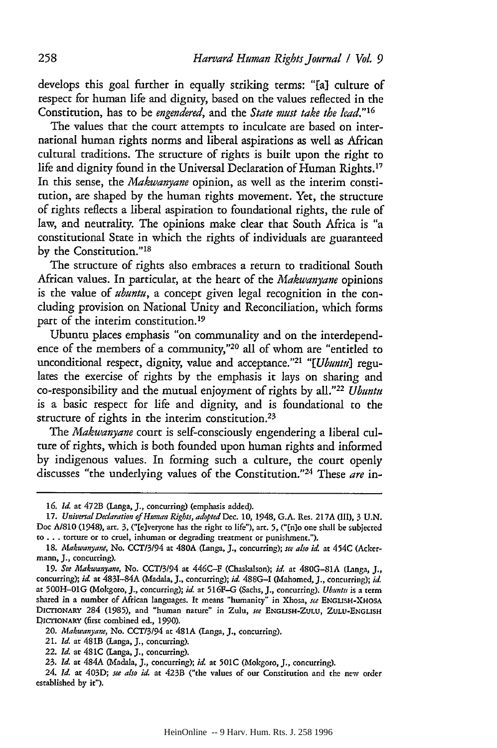develops this goal further in equally striking terms: "[a] culture of respect for human life and dignity, based on the values reflected in the Constitution, has to be *engendered*, and the *State must take the lead*."[16]

The values that the court attempts to inculcate are based on international human rights norms and liberal aspirations as well as African cultural traditions. The structure of rights is built upon the right to life and dignity found in the Universal Declaration of Human Rights.[17] In this sense, the *Makwanyane* opinion, as well as the interim constitution, are shaped by the human rights movement. Yet, the structure of rights reflects a liberal aspiration to foundational rights, the rule of law, and neutrality. The opinions make clear that South Africa is "a constitutional State in which the rights of individuals are guaranteed by the Constitution."[18]

The structure of rights also embraces a return to traditional South African values. In particular, at the heart of the *Makwanyane* opinions is the value of *ubuntu*, a concept given legal recognition in the concluding provision on National Unity and Reconciliation, which forms part of the interim constitution.[19]

Ubuntu places emphasis "on communality and on the interdependence of the members of a community,"[20] all of whom are "entitled to unconditional respect, dignity, value and acceptance."[21] "[*Ubuntu*] regulates the exercise of rights by the emphasis it lays on sharing and co-responsibility and the mutual enjoyment of rights by all."[22] *Ubuntu* is a basic respect for life and dignity, and is foundational to the structure of rights in the interim constitution.[23]

The *Makwanyane* court is self-consciously engendering a liberal culture of rights, which is both founded upon human rights and informed by indigenous values. In forming such a culture, the court openly discusses "the underlying values of the Constitution."[24] These *are* in-

---

16. *Id.* at 472B (Langa, J., concurring) (emphasis added).

17. *Universal Declaration of Human Rights, adopted* Dec. 10, 1948, G.A. Res. 217A (III), 3 U.N. Doc A/810 (1948), art. 3, ("[e]veryone has the right to life"), art. 5, ("[n]o one shall be subjected to . . . torture or to cruel, inhuman or degrading treatment or punishment.").

18. *Makwanyane*, No. CCT/3/94 at 480A (Langa, J., concurring); *see also id.* at 454C (Ackermann, J., concurring).

19. *See Makwanyane*, No. CCT/3/94 at 446C–F (Chaskalson); *id.* at 480G–81A (Langa, J., concurring); *id.* at 483I–84A (Madala, J., concurring); *id.* 488G–I (Mahomed, J., concurring); *id.* at 500H–01G (Mokgoro, J., concurring); *id.* at 516F–G (Sachs, J., concurring). *Ubuntu* is a term shared in a number of African languages. It means "humanity" in Xhosa, *see* ENGLISH-XHOSA DICTIONARY 284 (1985), and "human nature" in Zulu, *see* ENGLISH-ZULU, ZULU-ENGLISH DICTIONARY (first combined ed., 1990).

20. *Makwanyane*, No. CCT/3/94 at 481A (Langa, J., concurring).

21. *Id.* at 481B (Langa, J., concurring).

22. *Id.* at 481C (Langa, J., concurring).

23. *Id.* at 484A (Madala, J., concurring); *id.* at 501C (Mokgoro, J., concurring).

24. *Id.* at 403D; *see also id.* at 423B ("the values of our Constitution and the new order established by it").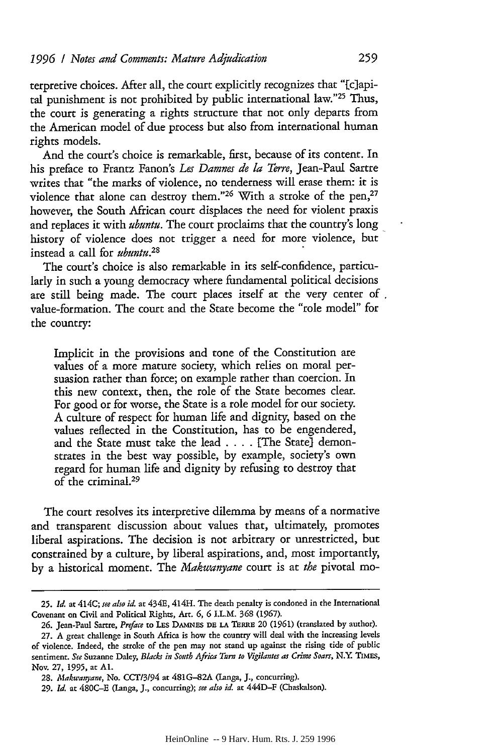terpretive choices. After all, the court explicitly recognizes that "[c]apital punishment is not prohibited by public international law."[25] Thus, the court is generating a rights structure that not only departs from the American model of due process but also from international human rights models.

And the court's choice is remarkable, first, because of its content. In his preface to Frantz Fanon's *Les Damnes de la Terre*, Jean-Paul Sartre writes that "the marks of violence, no tenderness will erase them: it is violence that alone can destroy them."[26] With a stroke of the pen,[27] however, the South African court displaces the need for violent praxis and replaces it with *ubuntu*. The court proclaims that the country's long history of violence does not trigger a need for more violence, but instead a call for *ubuntu*.[28]

The court's choice is also remarkable in its self-confidence, particularly in such a young democracy where fundamental political decisions are still being made. The court places itself at the very center of value-formation. The court and the State become the "role model" for the country:

> Implicit in the provisions and tone of the Constitution are values of a more mature society, which relies on moral persuasion rather than force; on example rather than coercion. In this new context, then, the role of the State becomes clear. For good or for worse, the State is a role model for our society. A culture of respect for human life and dignity, based on the values reflected in the Constitution, has to be engendered, and the State must take the lead . . . . [The State] demonstrates in the best way possible, by example, society's own regard for human life and dignity by refusing to destroy that of the criminal.[29]

The court resolves its interpretive dilemma by means of a normative and transparent discussion about values that, ultimately, promotes liberal aspirations. The decision is not arbitrary or unrestricted, but constrained by a culture, by liberal aspirations, and, most importantly, by a historical moment. The *Makwanyane* court is at *the* pivotal mo-

---

25. *Id.* at 414C; *see also id.* at 434E, 414H. The death penalty is condoned in the International Covenant on Civil and Political Rights, Art. 6, 6 I.L.M. 368 (1967).

26. Jean-Paul Sartre, *Preface* to LES DAMNES DE LA TERRE 20 (1961) (translated by author).

27. A great challenge in South Africa is how the country will deal with the increasing levels of violence. Indeed, the stroke of the pen may not stand up against the rising tide of public sentiment. *See* Suzanne Daley, *Blacks in South Africa Turn to Vigilantes as Crime Soars*, N.Y. TIMES, Nov. 27, 1995, at A1.

28. *Makwanyane*, No. CCT/3/94 at 481G–82A (Langa, J., concurring).

29. *Id.* at 480C–E (Langa, J., concurring); *see also id.* at 444D–F (Chaskalson).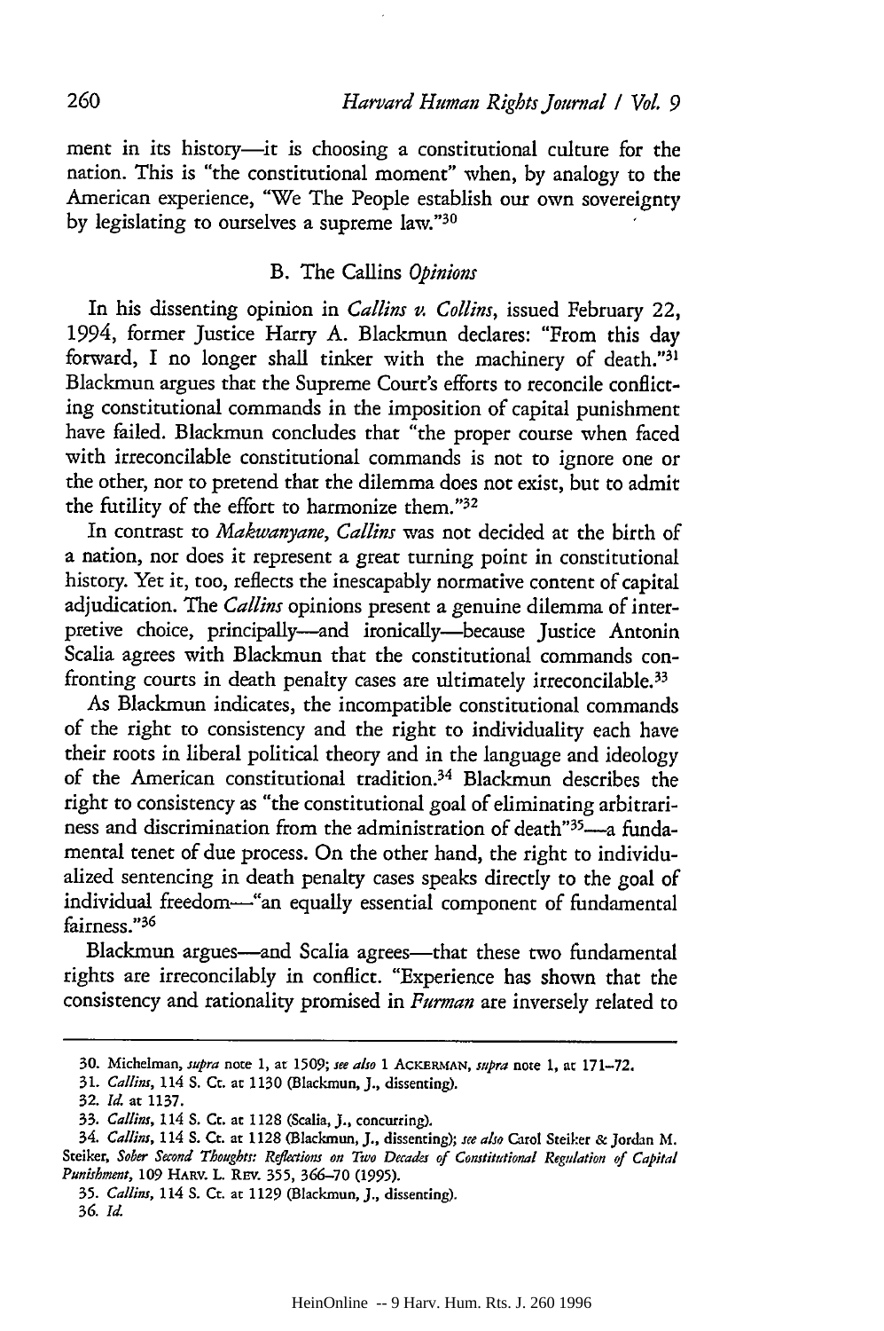ment in its history—it is choosing a constitutional culture for the nation. This is "the constitutional moment" when, by analogy to the American experience, "We The People establish our own sovereignty by legislating to ourselves a supreme law."[30]

### B. The *Callins Opinions*

In his dissenting opinion in *Callins v. Collins*, issued February 22, 1994, former Justice Harry A. Blackmun declares: "From this day forward, I no longer shall tinker with the machinery of death."[31] Blackmun argues that the Supreme Court's efforts to reconcile conflicting constitutional commands in the imposition of capital punishment have failed. Blackmun concludes that "the proper course when faced with irreconcilable constitutional commands is not to ignore one or the other, nor to pretend that the dilemma does not exist, but to admit the futility of the effort to harmonize them."[32]

In contrast to *Makwanyane*, *Callins* was not decided at the birth of a nation, nor does it represent a great turning point in constitutional history. Yet it, too, reflects the inescapably normative content of capital adjudication. The *Callins* opinions present a genuine dilemma of interpretive choice, principally—and ironically—because Justice Antonin Scalia agrees with Blackmun that the constitutional commands confronting courts in death penalty cases are ultimately irreconcilable.[33]

As Blackmun indicates, the incompatible constitutional commands of the right to consistency and the right to individuality each have their roots in liberal political theory and in the language and ideology of the American constitutional tradition.[34] Blackmun describes the right to consistency as "the constitutional goal of eliminating arbitrariness and discrimination from the administration of death"[35]—a fundamental tenet of due process. On the other hand, the right to individualized sentencing in death penalty cases speaks directly to the goal of individual freedom—"an equally essential component of fundamental fairness."[36]

Blackmun argues—and Scalia agrees—that these two fundamental rights are irreconcilably in conflict. "Experience has shown that the consistency and rationality promised in *Furman* are inversely related to

---

30. Michelman, *supra* note 1, at 1509; *see also* 1 ACKERMAN, *supra* note 1, at 171–72.

31. *Callins*, 114 S. Ct. at 1130 (Blackmun, J., dissenting).

32. *Id.* at 1137.

33. *Callins*, 114 S. Ct. at 1128 (Scalia, J., concurring).

34. *Callins*, 114 S. Ct. at 1128 (Blackmun, J., dissenting); *see also* Carol Steiker & Jordan M. Steiker, *Sober Second Thoughts: Reflections on Two Decades of Constitutional Regulation of Capital Punishment*, 109 HARV. L. REV. 355, 366–70 (1995).

35. *Callins*, 114 S. Ct. at 1129 (Blackmun, J., dissenting).

36. *Id.*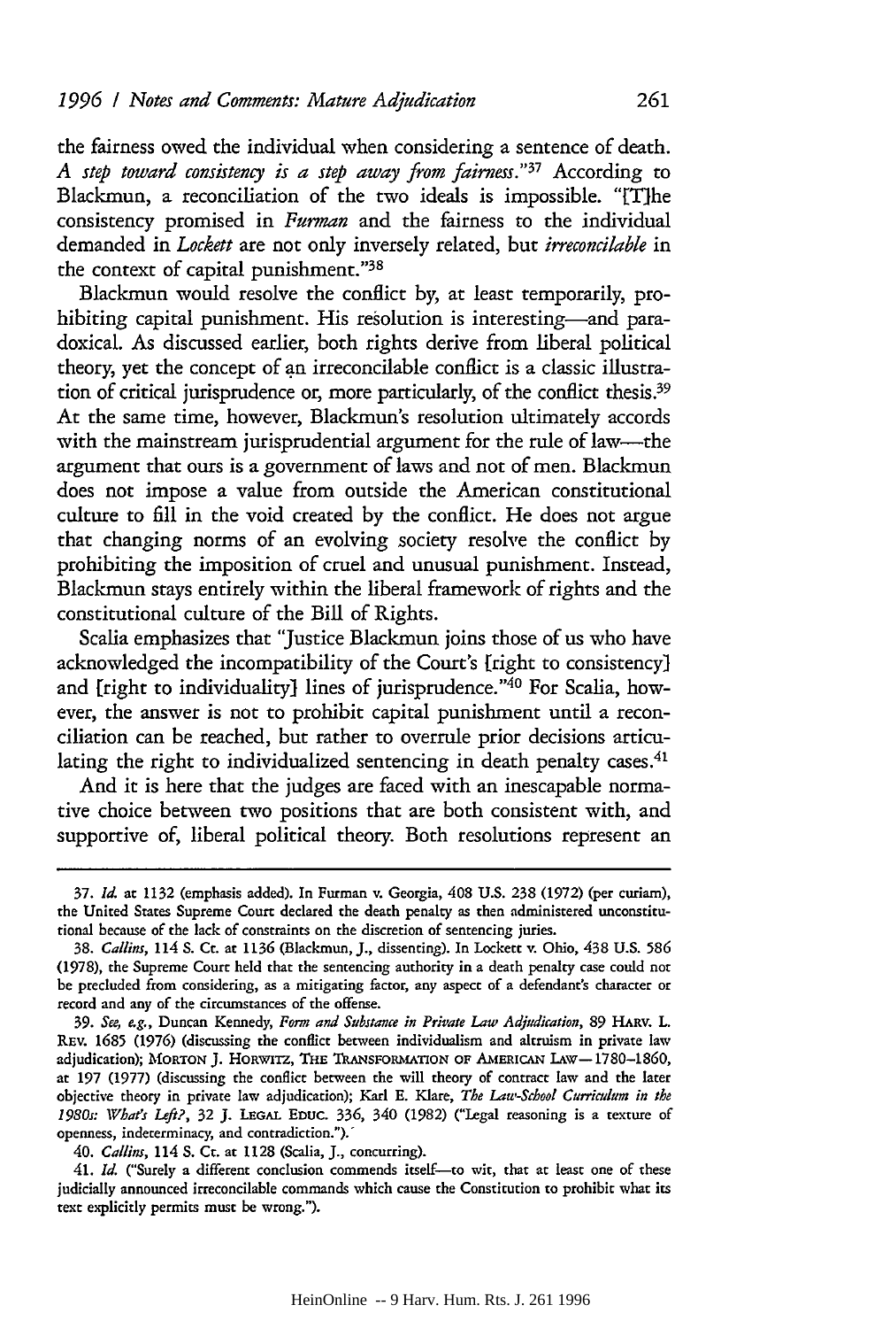the fairness owed the individual when considering a sentence of death. *A step toward consistency is a step away from fairness.*"[37] According to Blackmun, a reconciliation of the two ideals is impossible. "[T]he consistency promised in *Furman* and the fairness to the individual demanded in *Lockett* are not only inversely related, but *irreconcilable* in the context of capital punishment."[38]

Blackmun would resolve the conflict by, at least temporarily, prohibiting capital punishment. His resolution is interesting—and paradoxical. As discussed earlier, both rights derive from liberal political theory, yet the concept of an irreconcilable conflict is a classic illustration of critical jurisprudence or, more particularly, of the conflict thesis.[39] At the same time, however, Blackmun's resolution ultimately accords with the mainstream jurisprudential argument for the rule of law—the argument that ours is a government of laws and not of men. Blackmun does not impose a value from outside the American constitutional culture to fill in the void created by the conflict. He does not argue that changing norms of an evolving society resolve the conflict by prohibiting the imposition of cruel and unusual punishment. Instead, Blackmun stays entirely within the liberal framework of rights and the constitutional culture of the Bill of Rights.

Scalia emphasizes that "Justice Blackmun joins those of us who have acknowledged the incompatibility of the Court's [right to consistency] and [right to individuality] lines of jurisprudence."[40] For Scalia, however, the answer is not to prohibit capital punishment until a reconciliation can be reached, but rather to overrule prior decisions articulating the right to individualized sentencing in death penalty cases.[41]

And it is here that the judges are faced with an inescapable normative choice between two positions that are both consistent with, and supportive of, liberal political theory. Both resolutions represent an

---

37. *Id.* at 1132 (emphasis added). In Furman v. Georgia, 408 U.S. 238 (1972) (per curiam), the United States Supreme Court declared the death penalty as then administered unconstitutional because of the lack of constraints on the discretion of sentencing juries.

38. *Callins*, 114 S. Ct. at 1136 (Blackmun, J., dissenting). In Lockett v. Ohio, 438 U.S. 586 (1978), the Supreme Court held that the sentencing authority in a death penalty case could not be precluded from considering, as a mitigating factor, any aspect of a defendant's character or record and any of the circumstances of the offense.

39. *See, e.g.*, Duncan Kennedy, *Form and Substance in Private Law Adjudication*, 89 HARV. L. REV. 1685 (1976) (discussing the conflict between individualism and altruism in private law adjudication); MORTON J. HORWITZ, THE TRANSFORMATION OF AMERICAN LAW—1780–1860, at 197 (1977) (discussing the conflict between the will theory of contract law and the later objective theory in private law adjudication); Karl E. Klare, *The Law-School Curriculum in the 1980s: What's Left?*, 32 J. LEGAL EDUC. 336, 340 (1982) ("Legal reasoning is a texture of openness, indeterminacy, and contradiction.").

40. *Callins*, 114 S. Ct. at 1128 (Scalia, J., concurring).

41. *Id.* ("Surely a different conclusion commends itself—to wit, that at least one of these judicially announced irreconcilable commands which cause the Constitution to prohibit what its text explicitly permits must be wrong.").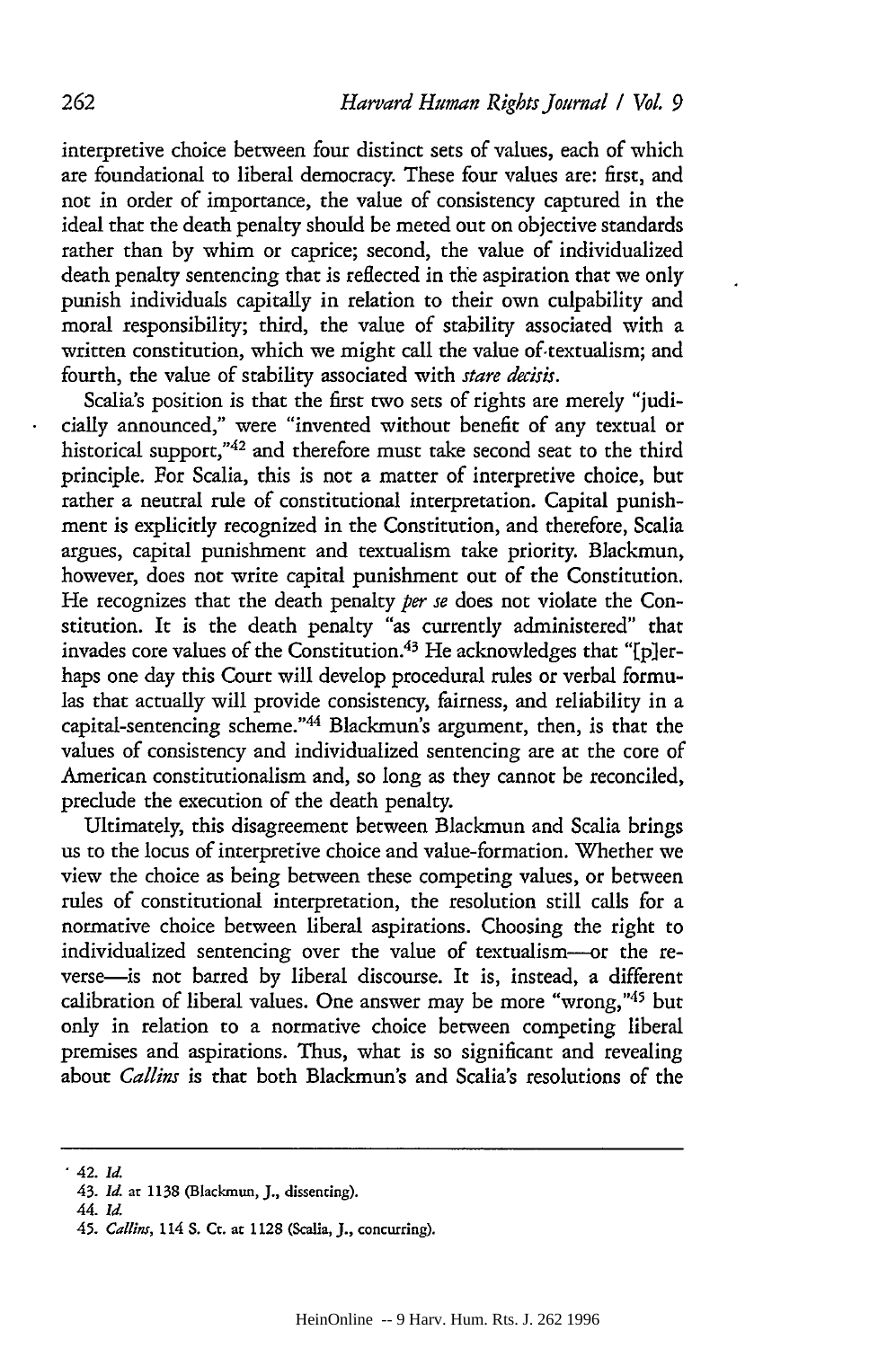interpretive choice between four distinct sets of values, each of which are foundational to liberal democracy. These four values are: first, and not in order of importance, the value of consistency captured in the ideal that the death penalty should be meted out on objective standards rather than by whim or caprice; second, the value of individualized death penalty sentencing that is reflected in the aspiration that we only punish individuals capitally in relation to their own culpability and moral responsibility; third, the value of stability associated with a written constitution, which we might call the value of textualism; and fourth, the value of stability associated with *stare decisis*.

Scalia's position is that the first two sets of rights are merely "judicially announced," were "invented without benefit of any textual or historical support,"[42] and therefore must take second seat to the third principle. For Scalia, this is not a matter of interpretive choice, but rather a neutral rule of constitutional interpretation. Capital punishment is explicitly recognized in the Constitution, and therefore, Scalia argues, capital punishment and textualism take priority. Blackmun, however, does not write capital punishment out of the Constitution. He recognizes that the death penalty *per se* does not violate the Constitution. It is the death penalty "as currently administered" that invades core values of the Constitution.[43] He acknowledges that "[p]erhaps one day this Court will develop procedural rules or verbal formulas that actually will provide consistency, fairness, and reliability in a capital-sentencing scheme."[44] Blackmun's argument, then, is that the values of consistency and individualized sentencing are at the core of American constitutionalism and, so long as they cannot be reconciled, preclude the execution of the death penalty.

Ultimately, this disagreement between Blackmun and Scalia brings us to the locus of interpretive choice and value-formation. Whether we view the choice as being between these competing values, or between rules of constitutional interpretation, the resolution still calls for a normative choice between liberal aspirations. Choosing the right to individualized sentencing over the value of textualism—or the reverse—is not barred by liberal discourse. It is, instead, a different calibration of liberal values. One answer may be more "wrong,"[45] but only in relation to a normative choice between competing liberal premises and aspirations. Thus, what is so significant and revealing about *Callins* is that both Blackmun's and Scalia's resolutions of the

---

42. *Id.*

43. *Id.* at 1138 (Blackmun, J., dissenting).

44. *Id.*

45. *Callins*, 114 S. Ct. at 1128 (Scalia, J., concurring).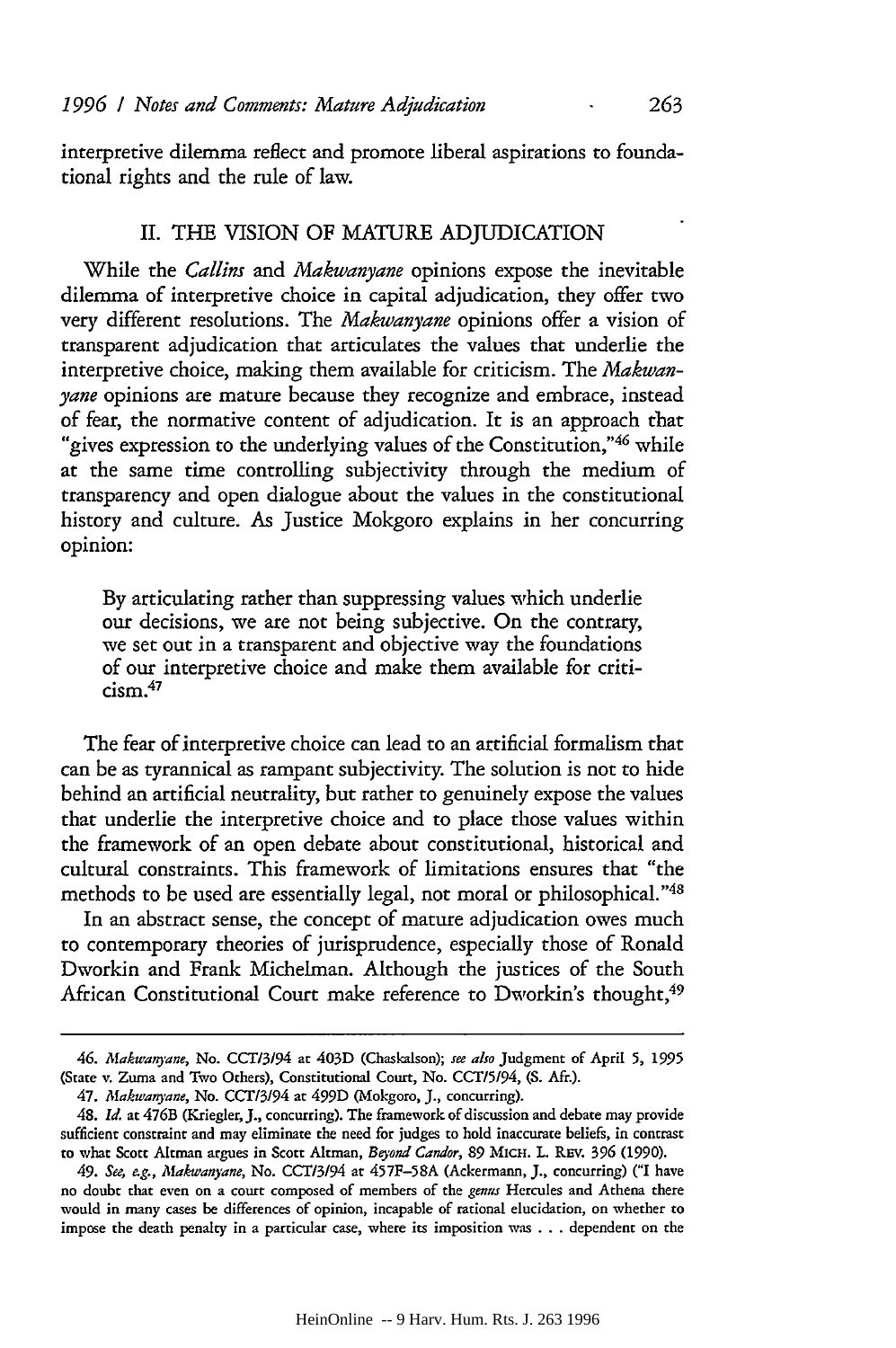interpretive dilemma reflect and promote liberal aspirations to foundational rights and the rule of law.

## II. THE VISION OF MATURE ADJUDICATION

While the *Callins* and *Makwanyane* opinions expose the inevitable dilemma of interpretive choice in capital adjudication, they offer two very different resolutions. The *Makwanyane* opinions offer a vision of transparent adjudication that articulates the values that underlie the interpretive choice, making them available for criticism. The *Makwanyane* opinions are mature because they recognize and embrace, instead of fear, the normative content of adjudication. It is an approach that "gives expression to the underlying values of the Constitution,"[46] while at the same time controlling subjectivity through the medium of transparency and open dialogue about the values in the constitutional history and culture. As Justice Mokgoro explains in her concurring opinion:

> By articulating rather than suppressing values which underlie our decisions, we are not being subjective. On the contrary, we set out in a transparent and objective way the foundations of our interpretive choice and make them available for criticism.[47]

The fear of interpretive choice can lead to an artificial formalism that can be as tyrannical as rampant subjectivity. The solution is not to hide behind an artificial neutrality, but rather to genuinely expose the values that underlie the interpretive choice and to place those values within the framework of an open debate about constitutional, historical and cultural constraints. This framework of limitations ensures that "the methods to be used are essentially legal, not moral or philosophical."[48]

In an abstract sense, the concept of mature adjudication owes much to contemporary theories of jurisprudence, especially those of Ronald Dworkin and Frank Michelman. Although the justices of the South African Constitutional Court make reference to Dworkin's thought,[49]

---

46. *Makwanyane*, No. CCT/3/94 at 403D (Chaskalson); *see also* Judgment of April 5, 1995 (State v. Zuma and Two Others), Constitutional Court, No. CCT/5/94, (S. Afr.).

47. *Makwanyane*, No. CCT/3/94 at 499D (Mokgoro, J., concurring).

48. *Id.* at 476B (Kriegler, J., concurring). The framework of discussion and debate may provide sufficient constraint and may eliminate the need for judges to hold inaccurate beliefs, in contrast to what Scott Altman argues in Scott Altman, *Beyond Candor*, 89 MICH. L. REV. 396 (1990).

49. *See, e.g., Makwanyane*, No. CCT/3/94 at 457F–58A (Ackermann, J., concurring) ("I have no doubt that even on a court composed of members of the *genus* Hercules and Athena there would in many cases be differences of opinion, incapable of rational elucidation, on whether to impose the death penalty in a particular case, where its imposition was . . . dependent on the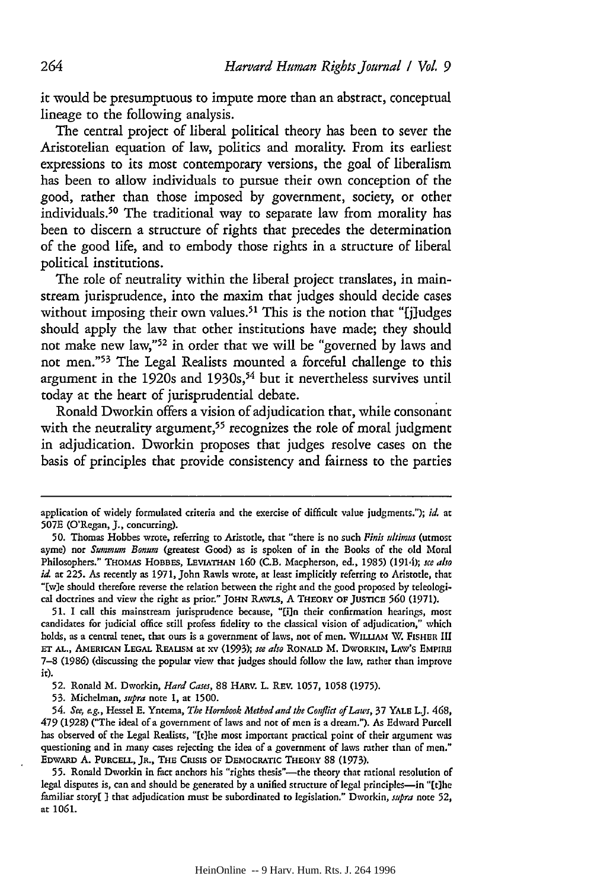it would be presumptuous to impute more than an abstract, conceptual lineage to the following analysis.

The central project of liberal political theory has been to sever the Aristotelian equation of law, politics and morality. From its earliest expressions to its most contemporary versions, the goal of liberalism has been to allow individuals to pursue their own conception of the good, rather than those imposed by government, society, or other individuals.[50] The traditional way to separate law from morality has been to discern a structure of rights that precedes the determination of the good life, and to embody those rights in a structure of liberal political institutions.

The role of neutrality within the liberal project translates, in mainstream jurisprudence, into the maxim that judges should decide cases without imposing their own values.[51] This is the notion that "[j]udges should apply the law that other institutions have made; they should not make new law,"[52] in order that we will be "governed by laws and not men."[53] The Legal Realists mounted a forceful challenge to this argument in the 1920s and 1930s,[54] but it nevertheless survives until today at the heart of jurisprudential debate.

Ronald Dworkin offers a vision of adjudication that, while consonant with the neutrality argument,[55] recognizes the role of moral judgment in adjudication. Dworkin proposes that judges resolve cases on the basis of principles that provide consistency and fairness to the parties

---

application of widely formulated criteria and the exercise of difficult value judgments."); *id.* at 507E (O'Regan, J., concurring).

50. Thomas Hobbes wrote, referring to Aristotle, that "there is no such *Finis ultimus* (utmost ayme) nor *Summum Bonum* (greatest Good) as is spoken of in the Books of the old Moral Philosophers." THOMAS HOBBES, LEVIATHAN 160 (C.B. Macpherson, ed., 1985) (1914); *see also id.* at 225. As recently as 1971, John Rawls wrote, at least implicitly referring to Aristotle, that "[w]e should therefore reverse the relation between the right and the good proposed by teleological doctrines and view the right as prior." JOHN RAWLS, A THEORY OF JUSTICE 560 (1971).

51. I call this mainstream jurisprudence because, "[i]n their confirmation hearings, most candidates for judicial office still profess fidelity to the classical vision of adjudication," which holds, as a central tenet, that ours is a government of laws, not of men. WILLIAM W. FISHER III ET AL., AMERICAN LEGAL REALISM at xv (1993); *see also* RONALD M. DWORKIN, LAW'S EMPIRE 7–8 (1986) (discussing the popular view that judges follow the law, rather than improve it).

52. Ronald M. Dworkin, *Hard Cases*, 88 HARV. L. REV. 1057, 1058 (1975).

53. Michelman, *supra* note 1, at 1500.

54. *See, e.g.*, Hessel E. Yntema, *The Hornbook Method and the Conflict of Laws*, 37 YALE L.J. 468, 479 (1928) ("The ideal of a government of laws and not of men is a dream."). As Edward Purcell has observed of the Legal Realists, "[t]he most important practical point of their argument was questioning and in many cases rejecting the idea of a government of laws rather than of men." EDWARD A. PURCELL, JR., THE CRISIS OF DEMOCRATIC THEORY 88 (1973).

55. Ronald Dworkin in fact anchors his "rights thesis"—the theory that rational resolution of legal disputes is, can and should be generated by a unified structure of legal principles—in "[t]he familiar story[ ] that adjudication must be subordinated to legislation." Dworkin, *supra* note 52, at 1061.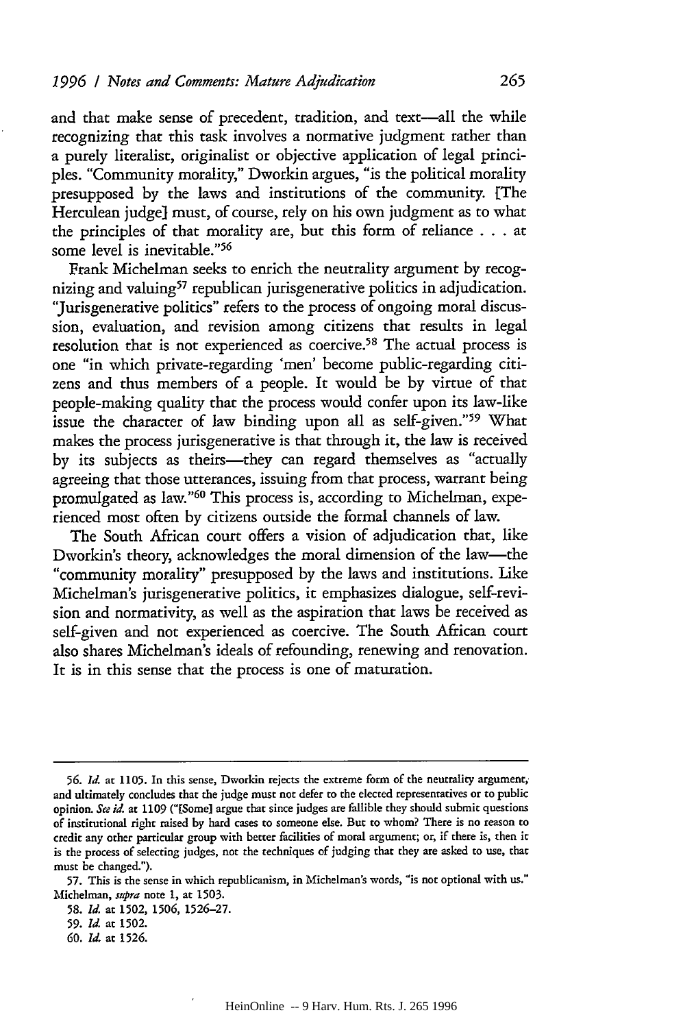and that make sense of precedent, tradition, and text—all the while recognizing that this task involves a normative judgment rather than a purely literalist, originalist or objective application of legal principles. "Community morality," Dworkin argues, "is the political morality presupposed by the laws and institutions of the community. [The Herculean judge] must, of course, rely on his own judgment as to what the principles of that morality are, but this form of reliance . . . at some level is inevitable."[56]

Frank Michelman seeks to enrich the neutrality argument by recognizing and valuing[57] republican jurisgenerative politics in adjudication. "Jurisgenerative politics" refers to the process of ongoing moral discussion, evaluation, and revision among citizens that results in legal resolution that is not experienced as coercive.[58] The actual process is one "in which private-regarding 'men' become public-regarding citizens and thus members of a people. It would be by virtue of that people-making quality that the process would confer upon its law-like issue the character of law binding upon all as self-given."[59] What makes the process jurisgenerative is that through it, the law is received by its subjects as theirs—they can regard themselves as "actually agreeing that those utterances, issuing from that process, warrant being promulgated as law."[60] This process is, according to Michelman, experienced most often by citizens outside the formal channels of law.

The South African court offers a vision of adjudication that, like Dworkin's theory, acknowledges the moral dimension of the law—the "community morality" presupposed by the laws and institutions. Like Michelman's jurisgenerative politics, it emphasizes dialogue, self-revision and normativity, as well as the aspiration that laws be received as self-given and not experienced as coercive. The South African court also shares Michelman's ideals of refounding, renewing and renovation. It is in this sense that the process is one of maturation.

---

56. *Id.* at 1105. In this sense, Dworkin rejects the extreme form of the neutrality argument, and ultimately concludes that the judge must not defer to the elected representatives or to public opinion. *See id.* at 1109 ("[Some] argue that since judges are fallible they should submit questions of institutional right raised by hard cases to someone else. But to whom? There is no reason to credit any other particular group with better facilities of moral argument; or, if there is, then it is the process of selecting judges, not the techniques of judging that they are asked to use, that must be changed.").

57. This is the sense in which republicanism, in Michelman's words, "is not optional with us." Michelman, *supra* note 1, at 1503.

58. *Id.* at 1502, 1506, 1526–27.

59. *Id.* at 1502.

60. *Id.* at 1526.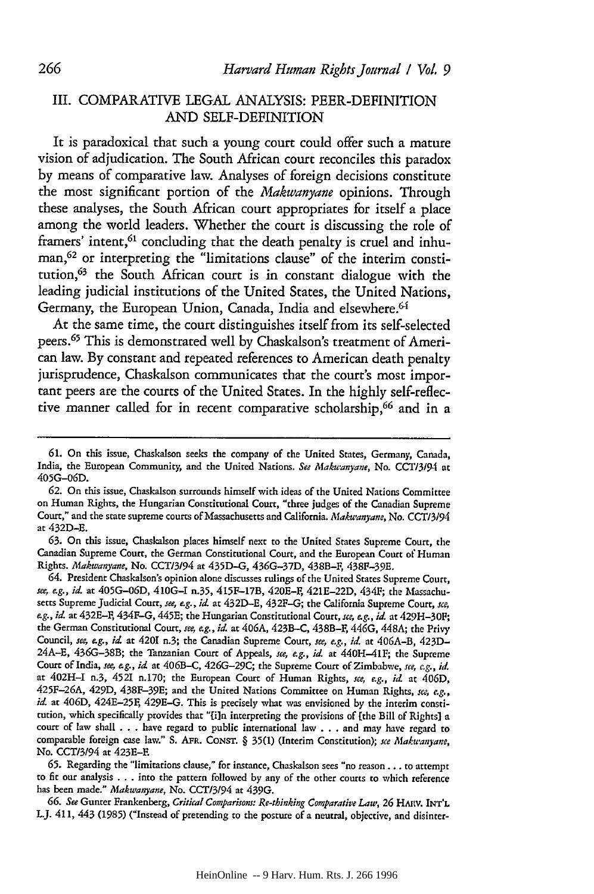## III. COMPARATIVE LEGAL ANALYSIS: PEER-DEFINITION AND SELF-DEFINITION

It is paradoxical that such a young court could offer such a mature vision of adjudication. The South African court reconciles this paradox by means of comparative law. Analyses of foreign decisions constitute the most significant portion of the *Makwanyane* opinions. Through these analyses, the South African court appropriates for itself a place among the world leaders. Whether the court is discussing the role of framers' intent,[61] concluding that the death penalty is cruel and inhuman,[62] or interpreting the "limitations clause" of the interim constitution,[63] the South African court is in constant dialogue with the leading judicial institutions of the United States, the United Nations, Germany, the European Union, Canada, India and elsewhere.[64]

At the same time, the court distinguishes itself from its self-selected peers.[65] This is demonstrated well by Chaskalson's treatment of American law. By constant and repeated references to American death penalty jurisprudence, Chaskalson communicates that the court's most important peers are the courts of the United States. In the highly self-reflective manner called for in recent comparative scholarship,[66] and in a

---

61. On this issue, Chaskalson seeks the company of the United States, Germany, Canada, India, the European Community, and the United Nations. *See Makwanyane*, No. CCT/3/94 at 405G–06D.

62. On this issue, Chaskalson surrounds himself with ideas of the United Nations Committee on Human Rights, the Hungarian Constitutional Court, "three judges of the Canadian Supreme Court," and the state supreme courts of Massachusetts and California. *Makwanyane*, No. CCT/3/94 at 432D–E.

63. On this issue, Chaskalson places himself next to the United States Supreme Court, the Canadian Supreme Court, the German Constitutional Court, and the European Court of Human Rights. *Makwanyane*, No. CCT/3/94 at 435D–G, 436G–37D, 438B–F, 438F–39E.

64. President Chaskalson's opinion alone discusses rulings of the United States Supreme Court, *see, e.g.*, *id.* at 405G–06D, 410G–I n.35, 415F–17B, 420E–F, 421E–22D, 434F; the Massachusetts Supreme Judicial Court, *see, e.g.*, *id.* at 432D–E, 432F–G; the California Supreme Court, *see, e.g.*, *id.* at 432E–F, 434F–G, 445E; the Hungarian Constitutional Court, *see, e.g.*, *id.* at 429H–30F; the German Constitutional Court, *see, e.g.*, *id.* at 406A, 423B–C, 438B–F, 446G, 448A; the Privy Council, *see, e.g.*, *id.* at 420I n.3; the Canadian Supreme Court, *see, e.g.*, *id.* at 406A–B, 423D–24A–E, 436G–38B; the Tanzanian Court of Appeals, *see, e.g.*, *id.* at 440H–41F; the Supreme Court of India, *see, e.g.*, *id.* at 406B–C, 426G–29C; the Supreme Court of Zimbabwe, *see, e.g.*, *id.* at 402H–I n.3, 452I n.170; the European Court of Human Rights, *see, e.g.*, *id.* at 406D, 425F–26A, 429D, 438F–39E; and the United Nations Committee on Human Rights, *see, e.g.*, *id.* at 406D, 424E–25F, 429E–G. This is precisely what was envisioned by the interim constitution, which specifically provides that "[i]n interpreting the provisions of [the Bill of Rights] a court of law shall . . . have regard to public international law . . . and may have regard to comparable foreign case law." S. AFR. CONST. § 35(1) (Interim Constitution); *see Makwanyane*, No. CCT/3/94 at 423E–F.

65. Regarding the "limitations clause," for instance, Chaskalson sees "no reason . . . to attempt to fit our analysis . . . into the pattern followed by any of the other courts to which reference has been made." *Makwanyane*, No. CCT/3/94 at 439G.

66. *See* Gunter Frankenberg, *Critical Comparisons: Re-thinking Comparative Law*, 26 HARV. INT'L L.J. 411, 443 (1985) ("Instead of pretending to the posture of a neutral, objective, and disinter-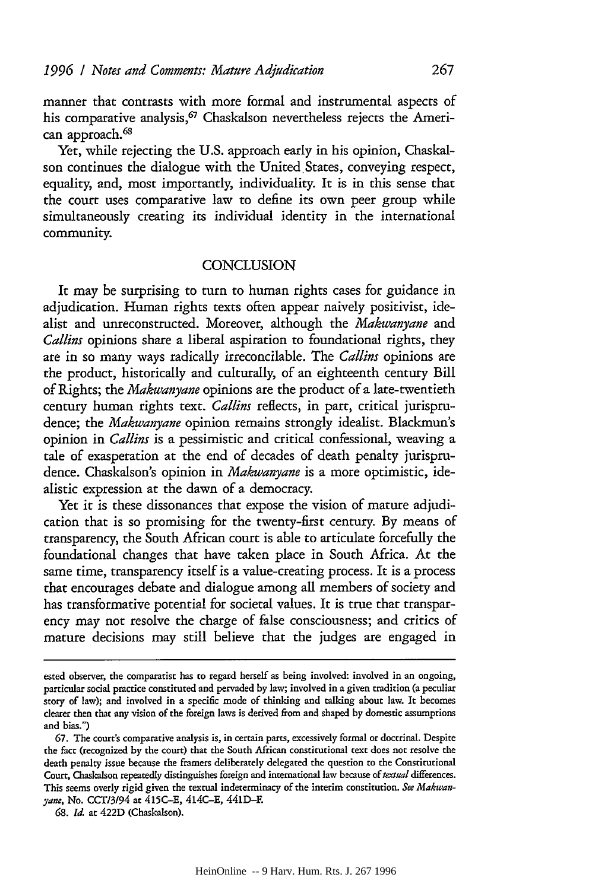manner that contrasts with more formal and instrumental aspects of his comparative analysis,[67] Chaskalson nevertheless rejects the American approach.[68]

Yet, while rejecting the U.S. approach early in his opinion, Chaskalson continues the dialogue with the United States, conveying respect, equality, and, most importantly, individuality. It is in this sense that the court uses comparative law to define its own peer group while simultaneously creating its individual identity in the international community.

## CONCLUSION

It may be surprising to turn to human rights cases for guidance in adjudication. Human rights texts often appear naively positivist, idealist and unreconstructed. Moreover, although the *Makwanyane* and *Callins* opinions share a liberal aspiration to foundational rights, they are in so many ways radically irreconcilable. The *Callins* opinions are the product, historically and culturally, of an eighteenth century Bill of Rights; the *Makwanyane* opinions are the product of a late-twentieth century human rights text. *Callins* reflects, in part, critical jurisprudence; the *Makwanyane* opinion remains strongly idealist. Blackmun's opinion in *Callins* is a pessimistic and critical confessional, weaving a tale of exasperation at the end of decades of death penalty jurisprudence. Chaskalson's opinion in *Makwanyane* is a more optimistic, idealistic expression at the dawn of a democracy.

Yet it is these dissonances that expose the vision of mature adjudication that is so promising for the twenty-first century. By means of transparency, the South African court is able to articulate forcefully the foundational changes that have taken place in South Africa. At the same time, transparency itself is a value-creating process. It is a process that encourages debate and dialogue among all members of society and has transformative potential for societal values. It is true that transparency may not resolve the charge of false consciousness; and critics of mature decisions may still believe that the judges are engaged in

---

ested observer, the comparatist has to regard herself as being involved: involved in an ongoing, particular social practice constituted and pervaded by law; involved in a given tradition (a peculiar story of law); and involved in a specific mode of thinking and talking about law. It becomes clearer then that any vision of the foreign laws is derived from and shaped by domestic assumptions and bias.")

67. The court's comparative analysis is, in certain parts, excessively formal or doctrinal. Despite the fact (recognized by the court) that the South African constitutional text does not resolve the death penalty issue because the framers deliberately delegated the question to the Constitutional Court, Chaskalson repeatedly distinguishes foreign and international law because of *textual* differences. This seems overly rigid given the textual indeterminacy of the interim constitution. *See Makwanyane*, No. CCT/3/94 at 415C–E, 414C–E, 441D–F.

68. *Id.* at 422D (Chaskalson).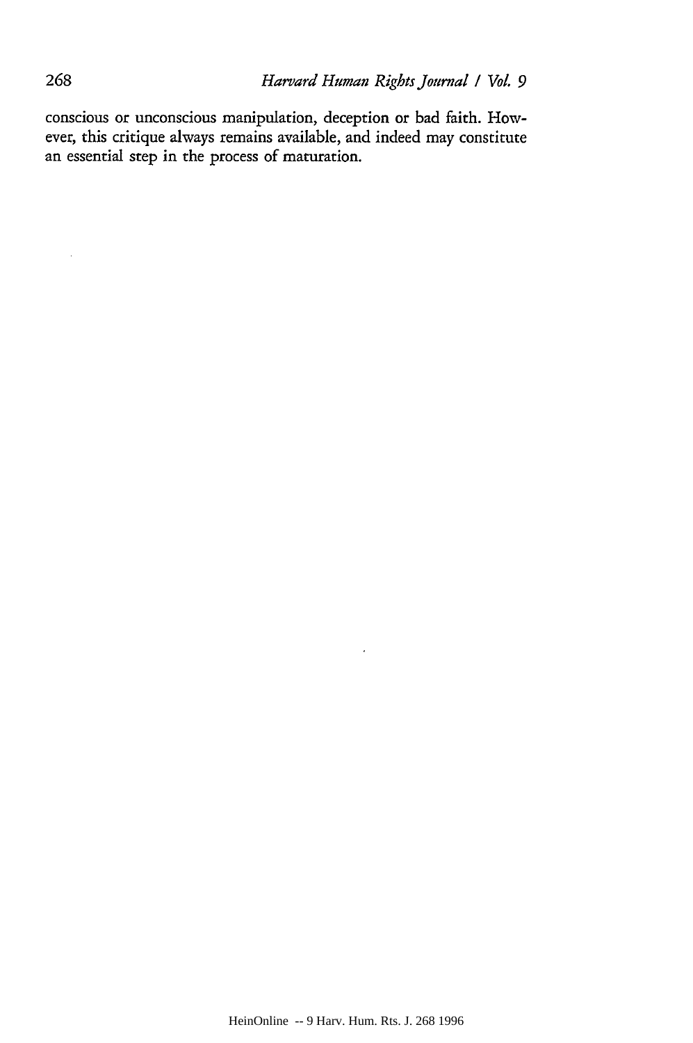conscious or unconscious manipulation, deception or bad faith. However, this critique always remains available, and indeed may constitute an essential step in the process of maturation.